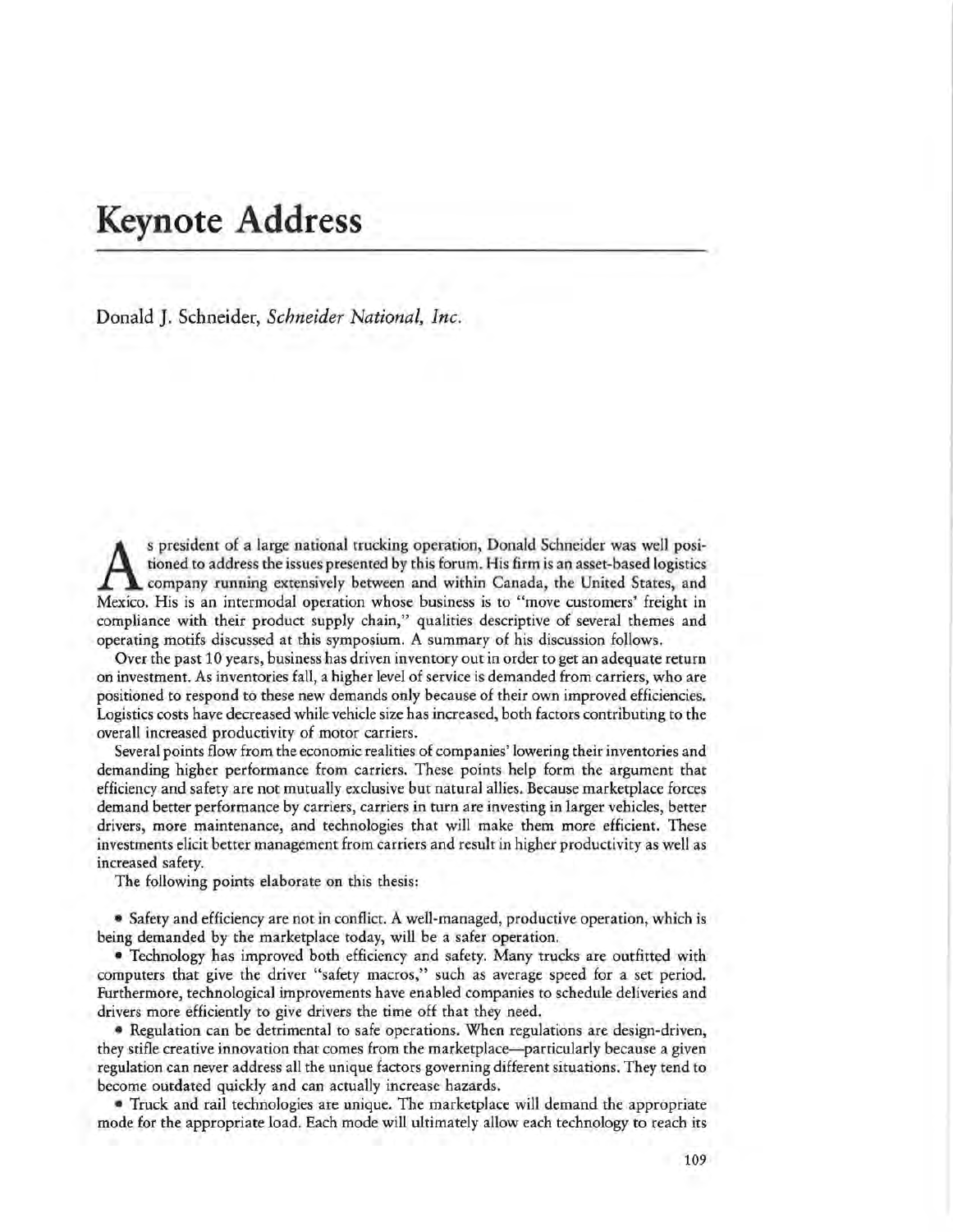# Keynote Address

Donald J. Schneider, *Schneider National, Inc.*

As president of a large national trucking operation, Donald Schneider was well positioned to address the issues presented by this forum. His firm is an asset-based logistics company running extensively between and within Canada, the United States, and Mexico. His is an intermodal operation whose business is to "move customers' freight in compliance with their product supply chain," qualities descriptive of several themes and operating motifs discussed at this symposium. A summary of his discussion follows.

Over the past 10 years, business has driven inventory out in order to get an adequate return on investment. As inventories fall, a higher level of service is demanded from carriers, who are positioned to respond to these new demands only because of their own improved efficiencies. Logistics costs have decreased while vehicle size has increased, both factors contributing to the overall increased productivity of motor carriers.

Several points flow from the economic realities of companies' lowering their inventories and demanding higher performance from carriers. These points help form the argument that efficiency and safety are not mutually exclusive but natural allies. Because marketplace forces demand better performance by carriers, carriers in turn are investing in larger vehicles, better drivers, more maintenance, and technologies that will make them more efficient. These investments elicit better management from carriers and result in higher productivity as well as increased safety.

The following points elaborate on this thesis:

- Safety and efficiency are not in conflict. A well-managed, productive operation, which is being demanded by the marketplace today, will be a safer operation.
- Technology has improved both efficiency and safety. Many trucks are outfitted with computers that give the driver "safety macros," such as average speed for a set period. Furthermore, technological improvements have enabled companies to schedule deliveries and drivers more efficiently to give drivers the time off that they need.
- Regulation can be detrimental to safe operations. When regulations are design-driven, they stifle creative innovation that comes from the marketplace—particularly because a given regulation can never address all the unique factors governing different situations. They tend to become outdated quickly and can actually increase hazards.
- Truck and rail technologies are unique. The marketplace will demand the appropriate mode for the appropriate load. Each mode will ultimately allow each technology to reach its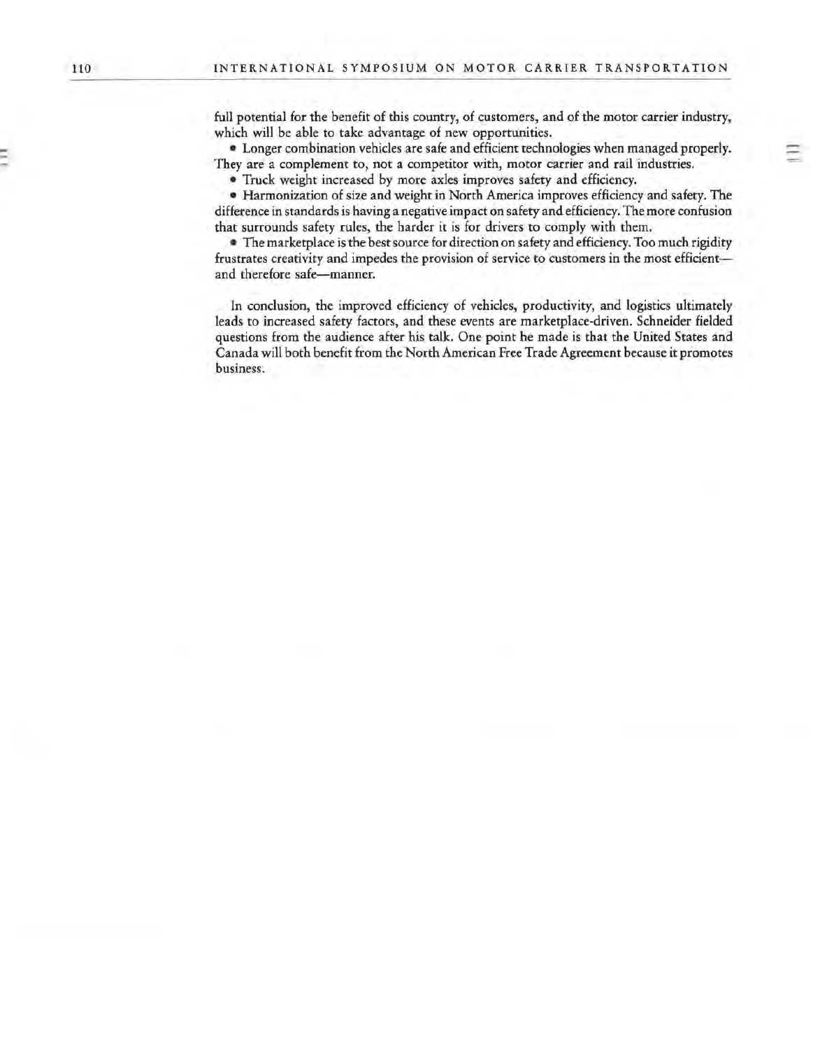full potential for the benefit of this country, of customers, and of the motor carrier industry, which will be able to take advantage of new opportunities.

- Longer combination vehicles are safe and efficient technologies when managed properly. They are a complement to, not a competitor with, motor carrier and rail industries.
- Truck weight increased by more axles improves safety and efficiency.
- Harmonization of size and weight in North America improves efficiency and safety. The difference in standards is having a negative impact on safety and efficiency. The more confusion that surrounds safety rules, the harder it is for drivers to comply with them.
- The marketplace is the best source for direction on safety and efficiency. Too much rigidity frustrates creativity and impedes the provision of service to customers in the most efficient—and therefore safe—manner.

In conclusion, the improved efficiency of vehicles, productivity, and logistics ultimately leads to increased safety factors, and these events are marketplace-driven. Schneider fielded questions from the audience after his talk. One point he made is that the United States and Canada will both benefit from the North American Free Trade Agreement because it promotes business.